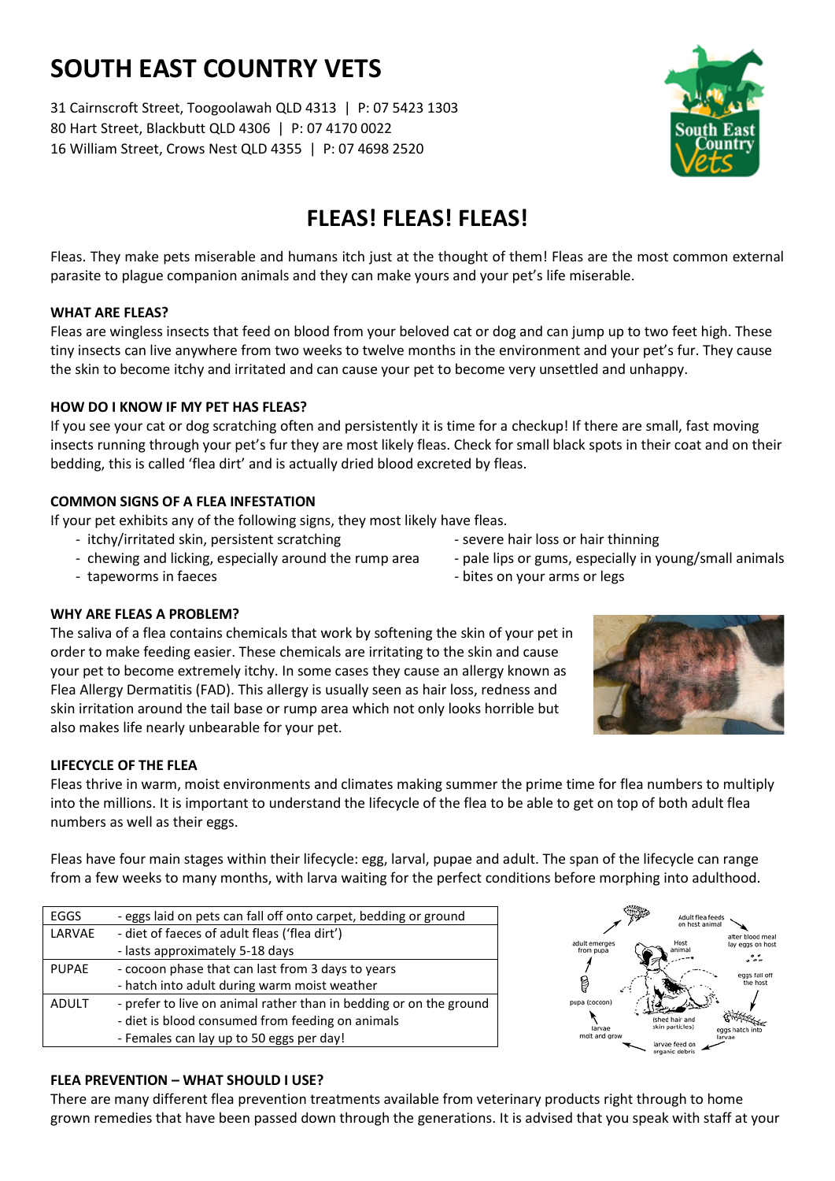# SOUTH EAST COUNTRY VETS

31 Cairnscroft Street, Toogoolawah QLD 4313 | P: 07 5423 1303
80 Hart Street, Blackbutt QLD 4306 | P: 07 4170 0022
16 William Street, Crows Nest QLD 4355 | P: 07 4698 2520

## FLEAS! FLEAS! FLEAS!

Fleas. They make pets miserable and humans itch just at the thought of them! Fleas are the most common external parasite to plague companion animals and they can make yours and your pet's life miserable.

### WHAT ARE FLEAS?

Fleas are wingless insects that feed on blood from your beloved cat or dog and can jump up to two feet high. These tiny insects can live anywhere from two weeks to twelve months in the environment and your pet's fur. They cause the skin to become itchy and irritated and can cause your pet to become very unsettled and unhappy.

### HOW DO I KNOW IF MY PET HAS FLEAS?

If you see your cat or dog scratching often and persistently it is time for a checkup! If there are small, fast moving insects running through your pet's fur they are most likely fleas. Check for small black spots in their coat and on their bedding, this is called 'flea dirt' and is actually dried blood excreted by fleas.

### COMMON SIGNS OF A FLEA INFESTATION

If your pet exhibits any of the following signs, they most likely have fleas.

- itchy/irritated skin, persistent scratching
- chewing and licking, especially around the rump area
- tapeworms in faeces
- severe hair loss or hair thinning
- pale lips or gums, especially in young/small animals
- bites on your arms or legs

### WHY ARE FLEAS A PROBLEM?

The saliva of a flea contains chemicals that work by softening the skin of your pet in order to make feeding easier. These chemicals are irritating to the skin and cause your pet to become extremely itchy. In some cases they cause an allergy known as Flea Allergy Dermatitis (FAD). This allergy is usually seen as hair loss, redness and skin irritation around the tail base or rump area which not only looks horrible but also makes life nearly unbearable for your pet.

### LIFECYCLE OF THE FLEA

Fleas thrive in warm, moist environments and climates making summer the prime time for flea numbers to multiply into the millions. It is important to understand the lifecycle of the flea to be able to get on top of both adult flea numbers as well as their eggs.

Fleas have four main stages within their lifecycle: egg, larval, pupae and adult. The span of the lifecycle can range from a few weeks to many months, with larva waiting for the perfect conditions before morphing into adulthood.

| | |
|---|---|
| EGGS | - eggs laid on pets can fall off onto carpet, bedding or ground |
| LARVAE | - diet of faeces of adult fleas ('flea dirt')<br>- lasts approximately 5-18 days |
| PUPAE | - cocoon phase that can last from 3 days to years<br>- hatch into adult during warm moist weather |
| ADULT | - prefer to live on animal rather than in bedding or on the ground<br>- diet is blood consumed from feeding on animals<br>- Females can lay up to 50 eggs per day! |

### FLEA PREVENTION – WHAT SHOULD I USE?

There are many different flea prevention treatments available from veterinary products right through to home grown remedies that have been passed down through the generations. It is advised that you speak with staff at your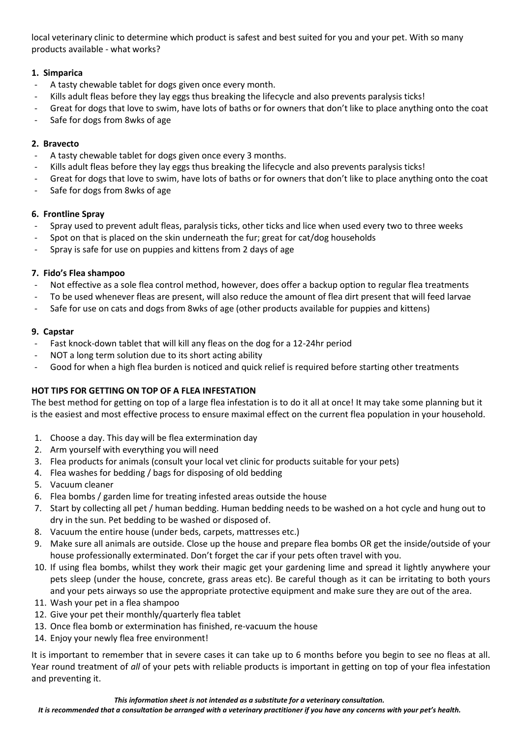local veterinary clinic to determine which product is safest and best suited for you and your pet. With so many products available - what works?

**1. Simparica**

- A tasty chewable tablet for dogs given once every month.
- Kills adult fleas before they lay eggs thus breaking the lifecycle and also prevents paralysis ticks!
- Great for dogs that love to swim, have lots of baths or for owners that don't like to place anything onto the coat
- Safe for dogs from 8wks of age

**2. Bravecto**

- A tasty chewable tablet for dogs given once every 3 months.
- Kills adult fleas before they lay eggs thus breaking the lifecycle and also prevents paralysis ticks!
- Great for dogs that love to swim, have lots of baths or for owners that don't like to place anything onto the coat
- Safe for dogs from 8wks of age

**6. Frontline Spray**

- Spray used to prevent adult fleas, paralysis ticks, other ticks and lice when used every two to three weeks
- Spot on that is placed on the skin underneath the fur; great for cat/dog households
- Spray is safe for use on puppies and kittens from 2 days of age

**7. Fido's Flea shampoo**

- Not effective as a sole flea control method, however, does offer a backup option to regular flea treatments
- To be used whenever fleas are present, will also reduce the amount of flea dirt present that will feed larvae
- Safe for use on cats and dogs from 8wks of age (other products available for puppies and kittens)

**9. Capstar**

- Fast knock-down tablet that will kill any fleas on the dog for a 12-24hr period
- NOT a long term solution due to its short acting ability
- Good for when a high flea burden is noticed and quick relief is required before starting other treatments

**HOT TIPS FOR GETTING ON TOP OF A FLEA INFESTATION**

The best method for getting on top of a large flea infestation is to do it all at once! It may take some planning but it is the easiest and most effective process to ensure maximal effect on the current flea population in your household.

1. Choose a day. This day will be flea extermination day
2. Arm yourself with everything you will need
3. Flea products for animals (consult your local vet clinic for products suitable for your pets)
4. Flea washes for bedding / bags for disposing of old bedding
5. Vacuum cleaner
6. Flea bombs / garden lime for treating infested areas outside the house
7. Start by collecting all pet / human bedding. Human bedding needs to be washed on a hot cycle and hung out to dry in the sun. Pet bedding to be washed or disposed of.
8. Vacuum the entire house (under beds, carpets, mattresses etc.)
9. Make sure all animals are outside. Close up the house and prepare flea bombs OR get the inside/outside of your house professionally exterminated. Don't forget the car if your pets often travel with you.
10. If using flea bombs, whilst they work their magic get your gardening lime and spread it lightly anywhere your pets sleep (under the house, concrete, grass areas etc). Be careful though as it can be irritating to both yours and your pets airways so use the appropriate protective equipment and make sure they are out of the area.
11. Wash your pet in a flea shampoo
12. Give your pet their monthly/quarterly flea tablet
13. Once flea bomb or extermination has finished, re-vacuum the house
14. Enjoy your newly flea free environment!

It is important to remember that in severe cases it can take up to 6 months before you begin to see no fleas at all. Year round treatment of *all* of your pets with reliable products is important in getting on top of your flea infestation and preventing it.

***This information sheet is not intended as a substitute for a veterinary consultation.***
***It is recommended that a consultation be arranged with a veterinary practitioner if you have any concerns with your pet's health.***